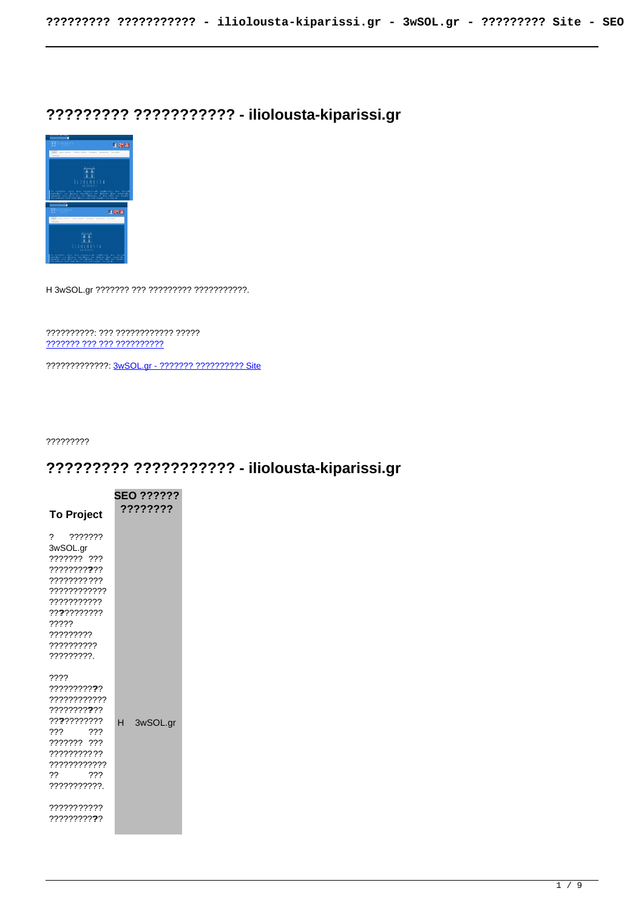# ????????? ??????????? - iliolousta-kiparissi.gr

H 3wSOL.gr ??????? ??? ????????? ???????????.

??????????: ??? ???????????? ?????
??????? ??? ??? ??????????

?????????????: 3wSOL.gr - ??????? ?????????? Site

?????????

# ????????? ??????????? - iliolousta-kiparissi.gr

| To Project | SEO ?????? ???????? |
|---|---|
| ? ??????? 3wSOL.gr ??????? ??? ????????? ??? ??????????? ???????????? ??????????? ???????????? ????? ????????? ?????????? ?????????.<br><br>???? ??????????? ???????????? ??????????? ??????????? ??? ??? ??????? ??? ??????????? ???????????? ?? ??? ????????????.<br><br>??????????? ??????????? | H 3wSOL.gr |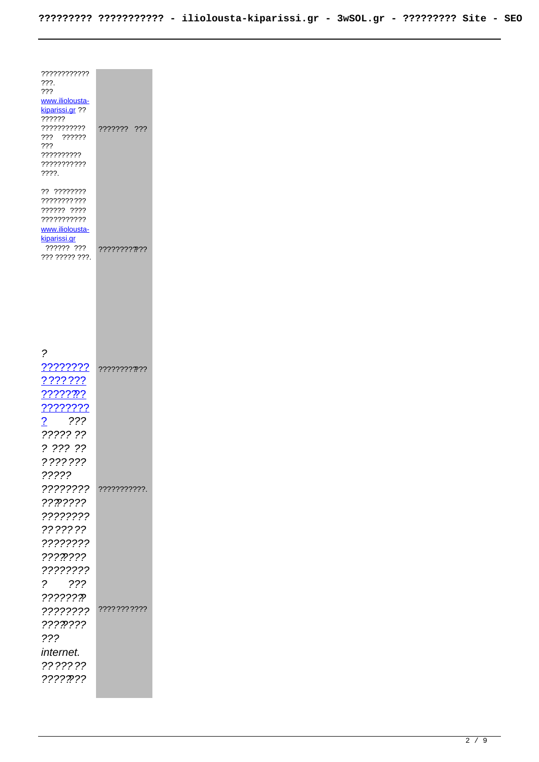| | |
|---|---|
| ???????????? ???. ??? [www.iliolousta-kiparissi.gr](www.iliolousta-kiparissi.gr) ?? ?????? ??????????? ??? ?????? ??? ?????????? ??????????? ????. | ??????? ??? |
| ?? ???????? ??????????? ?????? ???? ??????????? [www.iliolousta-kiparissi.gr](www.iliolousta-kiparissi.gr) ?????? ??? ??? ????? ???. | ????????? ??? |
| *? [???????? ??????? ??????? ???????? ?](#) ??? ????? ?? ? ??? ?? ??????? ?????* | ????????? ??? |
| *???????? ???????? ???????? ??????? ???????? ???????? ???????? ? ???* | ???????????. |
| *???????? ???????? ???????? ??? internet. ?? ????? ????????* | ??????????? |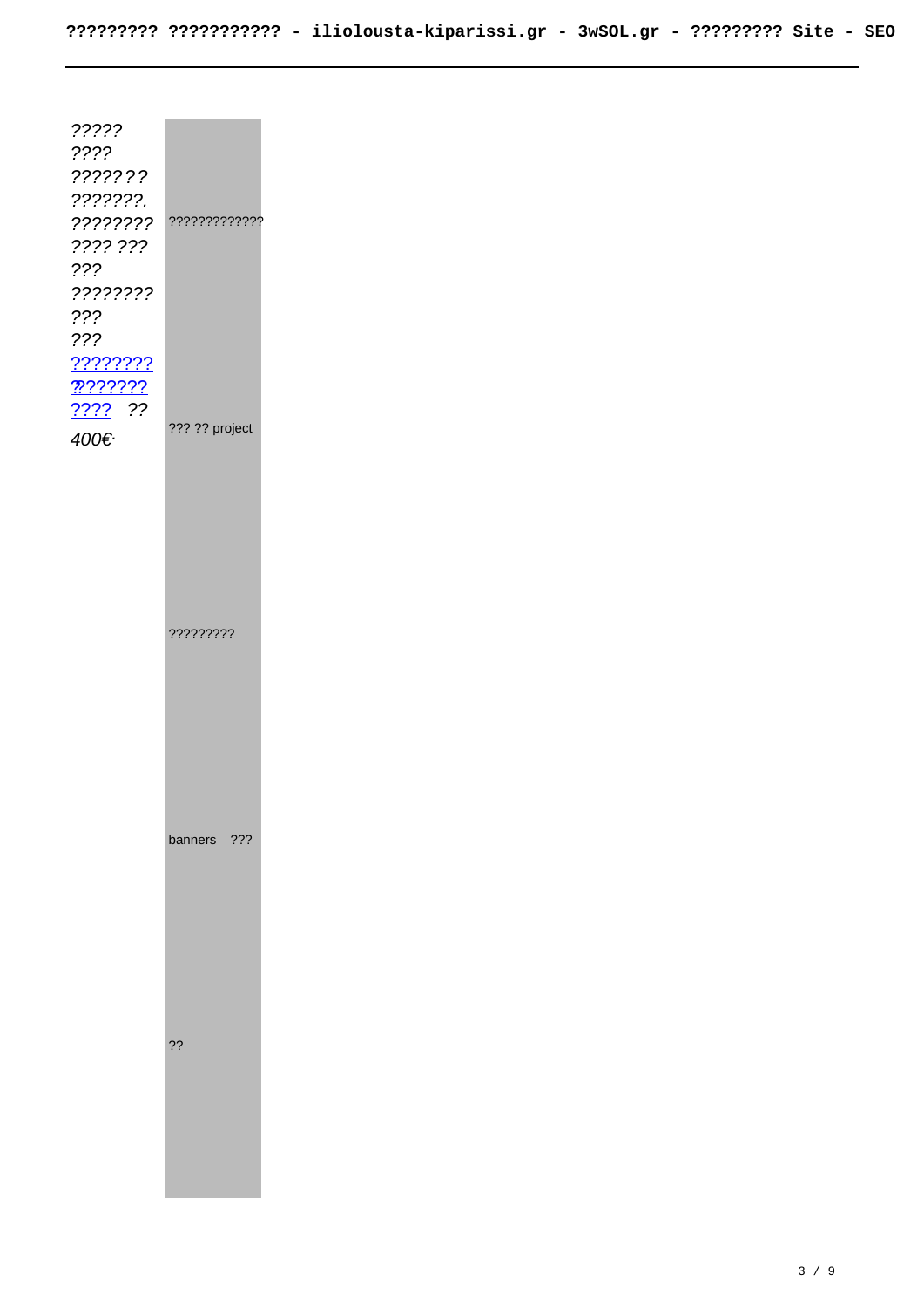| | |
|---|---|
| *????? ???? ??????? ???????. ???????? ???? ??? ??? ???????? ??? ??? ???????? ??????? ???? ?? 400€·* | ????????????? |
| | ??? ?? project |
| | ????????? |
| | banners ??? |
| | ?? |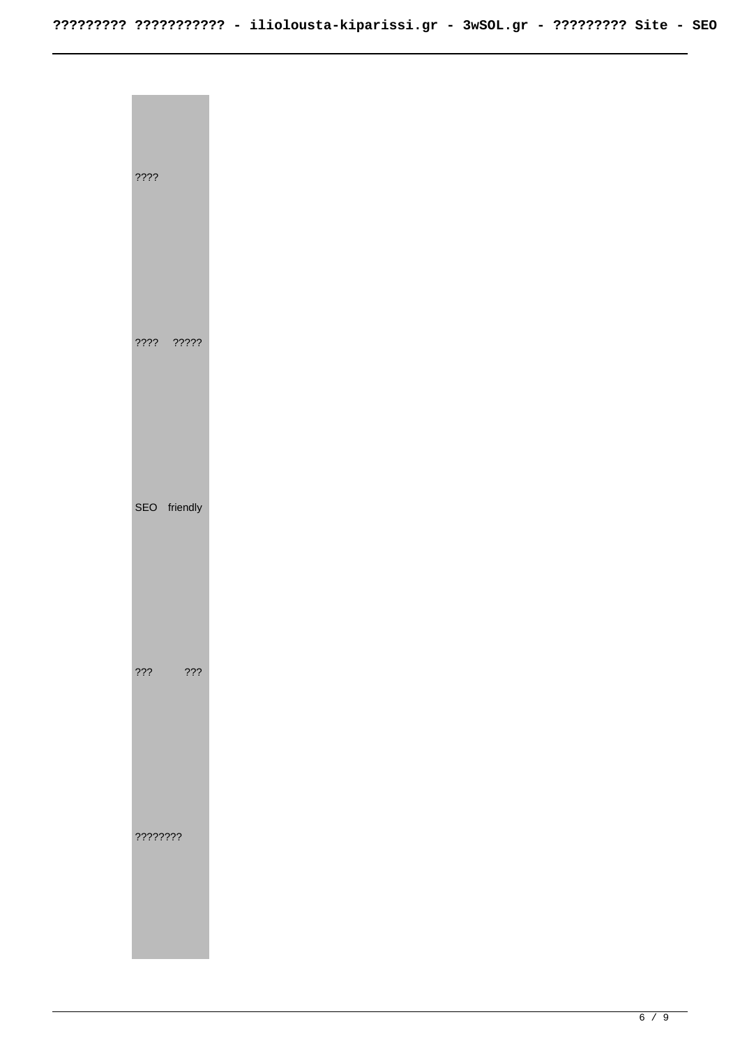| ???? |
| --- |
| ???? ????? |
| SEO friendly |
| ??? ??? |
| ???????? |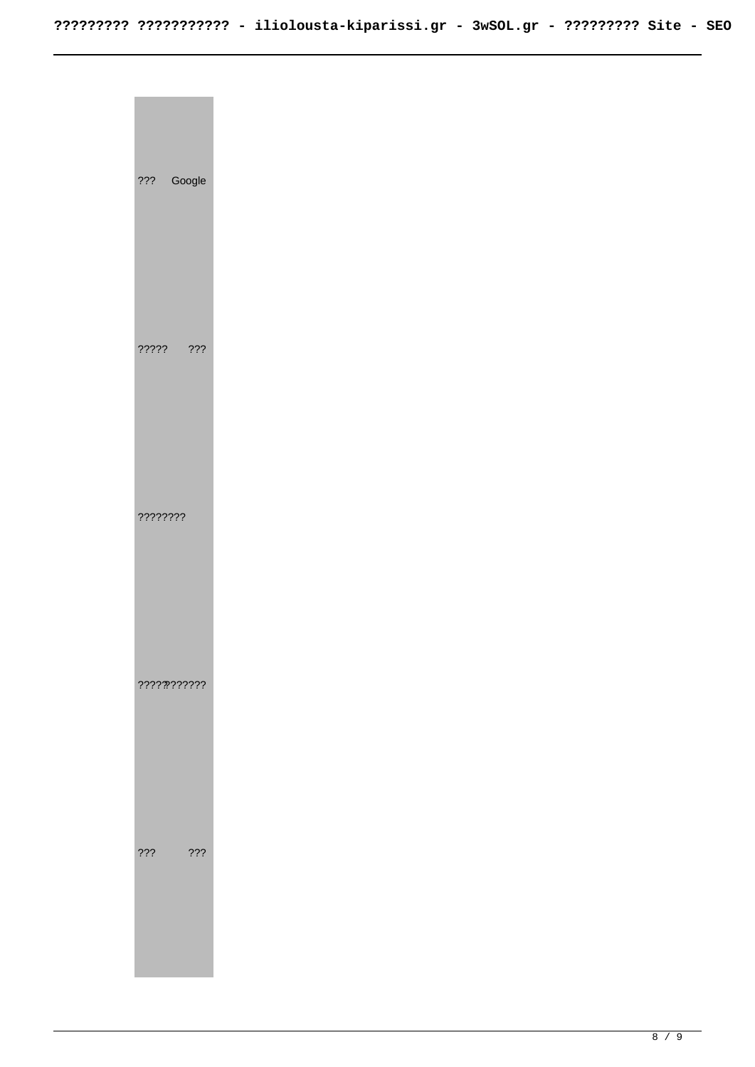??? Google

????? ???

????????

????????????

??? ???